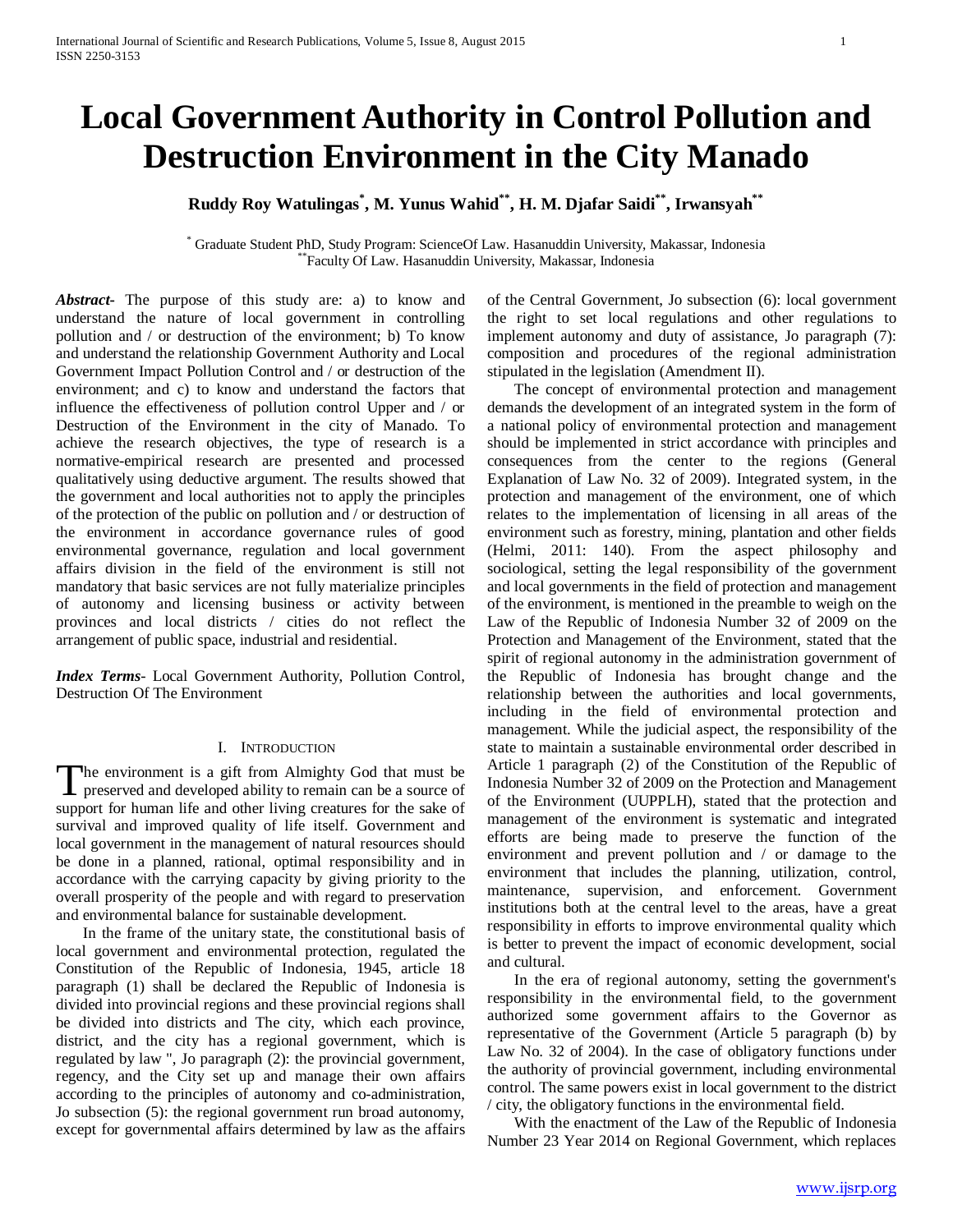# Local Government Authority in Control Pollution and Destruction Environment in the City Manado

**Ruddy Roy Watulingas[*], M. Yunus Wahid[**], H. M. Djafar Saidi[**], Irwansyah[**]**

[*] Graduate Student PhD, Study Program: ScienceOf Law. Hasanuddin University, Makassar, Indonesia
[**]Faculty Of Law. Hasanuddin University, Makassar, Indonesia

***Abstract-*** The purpose of this study are: a) to know and understand the nature of local government in controlling pollution and / or destruction of the environment; b) To know and understand the relationship Government Authority and Local Government Impact Pollution Control and / or destruction of the environment; and c) to know and understand the factors that influence the effectiveness of pollution control Upper and / or Destruction of the Environment in the city of Manado. To achieve the research objectives, the type of research is a normative-empirical research are presented and processed qualitatively using deductive argument. The results showed that the government and local authorities not to apply the principles of the protection of the public on pollution and / or destruction of the environment in accordance governance rules of good environmental governance, regulation and local government affairs division in the field of the environment is still not mandatory that basic services are not fully materialize principles of autonomy and licensing business or activity between provinces and local districts / cities do not reflect the arrangement of public space, industrial and residential.

***Index Terms-*** Local Government Authority, Pollution Control, Destruction Of The Environment

## I. Introduction

The environment is a gift from Almighty God that must be preserved and developed ability to remain can be a source of support for human life and other living creatures for the sake of survival and improved quality of life itself. Government and local government in the management of natural resources should be done in a planned, rational, optimal responsibility and in accordance with the carrying capacity by giving priority to the overall prosperity of the people and with regard to preservation and environmental balance for sustainable development.

In the frame of the unitary state, the constitutional basis of local government and environmental protection, regulated the Constitution of the Republic of Indonesia, 1945, article 18 paragraph (1) shall be declared the Republic of Indonesia is divided into provincial regions and these provincial regions shall be divided into districts and The city, which each province, district, and the city has a regional government, which is regulated by law ", Jo paragraph (2): the provincial government, regency, and the City set up and manage their own affairs according to the principles of autonomy and co-administration, Jo subsection (5): the regional government run broad autonomy, except for governmental affairs determined by law as the affairs of the Central Government, Jo subsection (6): local government the right to set local regulations and other regulations to implement autonomy and duty of assistance, Jo paragraph (7): composition and procedures of the regional administration stipulated in the legislation (Amendment II).

The concept of environmental protection and management demands the development of an integrated system in the form of a national policy of environmental protection and management should be implemented in strict accordance with principles and consequences from the center to the regions (General Explanation of Law No. 32 of 2009). Integrated system, in the protection and management of the environment, one of which relates to the implementation of licensing in all areas of the environment such as forestry, mining, plantation and other fields (Helmi, 2011: 140). From the aspect philosophy and sociological, setting the legal responsibility of the government and local governments in the field of protection and management of the environment, is mentioned in the preamble to weigh on the Law of the Republic of Indonesia Number 32 of 2009 on the Protection and Management of the Environment, stated that the spirit of regional autonomy in the administration government of the Republic of Indonesia has brought change and the relationship between the authorities and local governments, including in the field of environmental protection and management. While the judicial aspect, the responsibility of the state to maintain a sustainable environmental order described in Article 1 paragraph (2) of the Constitution of the Republic of Indonesia Number 32 of 2009 on the Protection and Management of the Environment (UUPPLH), stated that the protection and management of the environment is systematic and integrated efforts are being made to preserve the function of the environment and prevent pollution and / or damage to the environment that includes the planning, utilization, control, maintenance, supervision, and enforcement. Government institutions both at the central level to the areas, have a great responsibility in efforts to improve environmental quality which is better to prevent the impact of economic development, social and cultural.

In the era of regional autonomy, setting the government's responsibility in the environmental field, to the government authorized some government affairs to the Governor as representative of the Government (Article 5 paragraph (b) by Law No. 32 of 2004). In the case of obligatory functions under the authority of provincial government, including environmental control. The same powers exist in local government to the district / city, the obligatory functions in the environmental field.

With the enactment of the Law of the Republic of Indonesia Number 23 Year 2014 on Regional Government, which replaces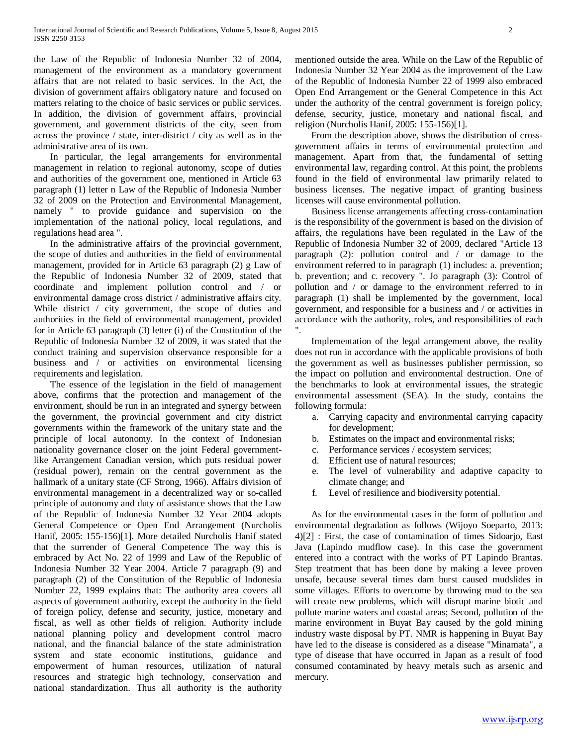the Law of the Republic of Indonesia Number 32 of 2004, management of the environment as a mandatory government affairs that are not related to basic services. In the Act, the division of government affairs obligatory nature and focused on matters relating to the choice of basic services or public services. In addition, the division of government affairs, provincial government, and government districts of the city, seen from across the province / state, inter-district / city as well as in the administrative area of its own.

In particular, the legal arrangements for environmental management in relation to regional autonomy, scope of duties and authorities of the government one, mentioned in Article 63 paragraph (1) letter n Law of the Republic of Indonesia Number 32 of 2009 on the Protection and Environmental Management, namely " to provide guidance and supervision on the implementation of the national policy, local regulations, and regulations head area ".

In the administrative affairs of the provincial government, the scope of duties and authorities in the field of environmental management, provided for in Article 63 paragraph (2) g Law of the Republic of Indonesia Number 32 of 2009, stated that coordinate and implement pollution control and / or environmental damage cross district / administrative affairs city. While district / city government, the scope of duties and authorities in the field of environmental management, provided for in Article 63 paragraph (3) letter (i) of the Constitution of the Republic of Indonesia Number 32 of 2009, it was stated that the conduct training and supervision observance responsible for a business and / or activities on environmental licensing requirements and legislation.

The essence of the legislation in the field of management above, confirms that the protection and management of the environment, should be run in an integrated and synergy between the government, the provincial government and city district governments within the framework of the unitary state and the principle of local autonomy. In the context of Indonesian nationality governance closer on the joint Federal government-like Arrangement Canadian version, which puts residual power (residual power), remain on the central government as the hallmark of a unitary state (CF Strong, 1966). Affairs division of environmental management in a decentralized way or so-called principle of autonomy and duty of assistance shows that the Law of the Republic of Indonesia Number 32 Year 2004 adopts General Competence or Open End Arrangement (Nurcholis Hanif, 2005: 155-156)[1]. More detailed Nurcholis Hanif stated that the surrender of General Competence The way this is embraced by Act No. 22 of 1999 and Law of the Republic of Indonesia Number 32 Year 2004. Article 7 paragraph (9) and paragraph (2) of the Constitution of the Republic of Indonesia Number 22, 1999 explains that: The authority area covers all aspects of government authority, except the authority in the field of foreign policy, defense and security, justice, monetary and fiscal, as well as other fields of religion. Authority include national planning policy and development control macro national, and the financial balance of the state administration system and state economic institutions, guidance and empowerment of human resources, utilization of natural resources and strategic high technology, conservation and national standardization. Thus all authority is the authority mentioned outside the area. While on the Law of the Republic of Indonesia Number 32 Year 2004 as the improvement of the Law of the Republic of Indonesia Number 22 of 1999 also embraced Open End Arrangement or the General Competence in this Act under the authority of the central government is foreign policy, defense, security, justice, monetary and national fiscal, and religion (Nurcholis Hanif, 2005: 155-156)[1].

From the description above, shows the distribution of cross-government affairs in terms of environmental protection and management. Apart from that, the fundamental of setting environmental law, regarding control. At this point, the problems found in the field of environmental law primarily related to business licenses. The negative impact of granting business licenses will cause environmental pollution.

Business license arrangements affecting cross-contamination is the responsibility of the government is based on the division of affairs, the regulations have been regulated in the Law of the Republic of Indonesia Number 32 of 2009, declared "Article 13 paragraph (2): pollution control and / or damage to the environment referred to in paragraph (1) includes: a. prevention; b. prevention; and c. recovery ". Jo paragraph (3): Control of pollution and / or damage to the environment referred to in paragraph (1) shall be implemented by the government, local government, and responsible for a business and / or activities in accordance with the authority, roles, and responsibilities of each ".

Implementation of the legal arrangement above, the reality does not run in accordance with the applicable provisions of both the government as well as businesses publisher permission, so the impact on pollution and environmental destruction. One of the benchmarks to look at environmental issues, the strategic environmental assessment (SEA). In the study, contains the following formula:

a. Carrying capacity and environmental carrying capacity for development;
b. Estimates on the impact and environmental risks;
c. Performance services / ecosystem services;
d. Efficient use of natural resources;
e. The level of vulnerability and adaptive capacity to climate change; and
f. Level of resilience and biodiversity potential.

As for the environmental cases in the form of pollution and environmental degradation as follows (Wijoyo Soeparto, 2013: 4)[2] : First, the case of contamination of times Sidoarjo, East Java (Lapindo mudflow case). In this case the government entered into a contract with the works of PT Lapindo Brantas. Step treatment that has been done by making a levee proven unsafe, because several times dam burst caused mudslides in some villages. Efforts to overcome by throwing mud to the sea will create new problems, which will disrupt marine biotic and pollute marine waters and coastal areas; Second, pollution of the marine environment in Buyat Bay caused by the gold mining industry waste disposal by PT. NMR is happening in Buyat Bay have led to the disease is considered as a disease "Minamata", a type of disease that have occurred in Japan as a result of food consumed contaminated by heavy metals such as arsenic and mercury.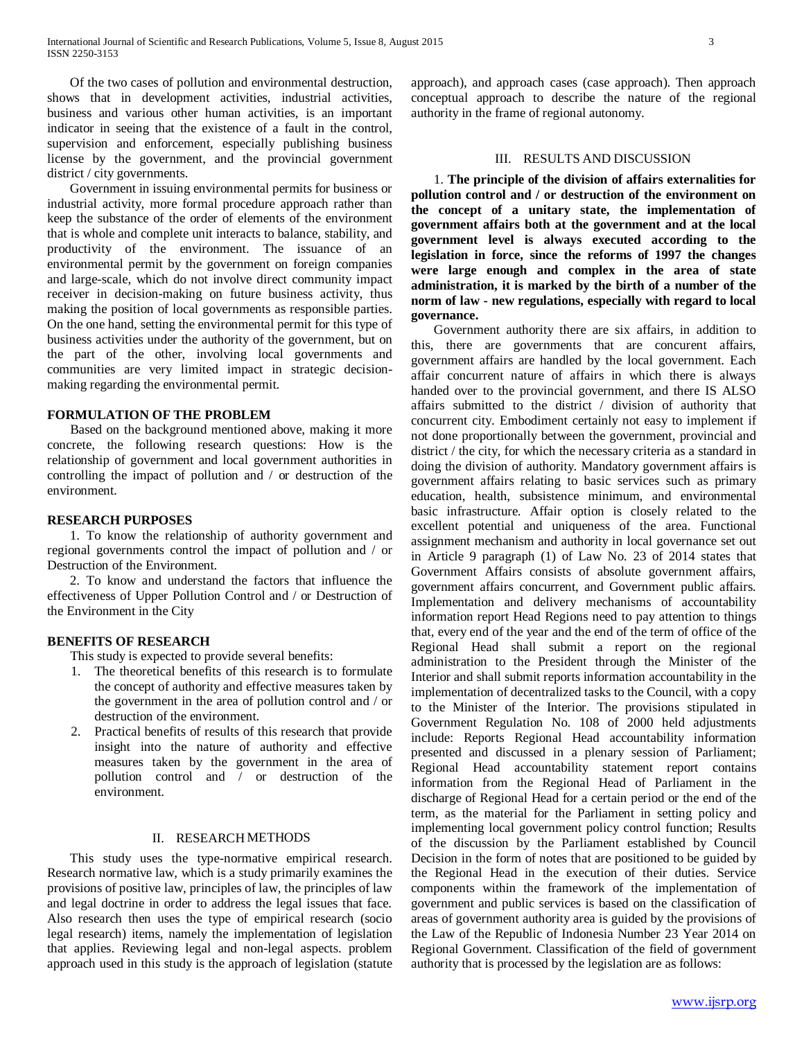Of the two cases of pollution and environmental destruction, shows that in development activities, industrial activities, business and various other human activities, is an important indicator in seeing that the existence of a fault in the control, supervision and enforcement, especially publishing business license by the government, and the provincial government district / city governments.

Government in issuing environmental permits for business or industrial activity, more formal procedure approach rather than keep the substance of the order of elements of the environment that is whole and complete unit interacts to balance, stability, and productivity of the environment. The issuance of an environmental permit by the government on foreign companies and large-scale, which do not involve direct community impact receiver in decision-making on future business activity, thus making the position of local governments as responsible parties. On the one hand, setting the environmental permit for this type of business activities under the authority of the government, but on the part of the other, involving local governments and communities are very limited impact in strategic decision-making regarding the environmental permit.

## FORMULATION OF THE PROBLEM

Based on the background mentioned above, making it more concrete, the following research questions: How is the relationship of government and local government authorities in controlling the impact of pollution and / or destruction of the environment.

## RESEARCH PURPOSES

1. To know the relationship of authority government and regional governments control the impact of pollution and / or Destruction of the Environment.

2. To know and understand the factors that influence the effectiveness of Upper Pollution Control and / or Destruction of the Environment in the City

## BENEFITS OF RESEARCH

This study is expected to provide several benefits:

1. The theoretical benefits of this research is to formulate the concept of authority and effective measures taken by the government in the area of pollution control and / or destruction of the environment.
2. Practical benefits of results of this research that provide insight into the nature of authority and effective measures taken by the government in the area of pollution control and / or destruction of the environment.

## II. RESEARCH METHODS

This study uses the type-normative empirical research. Research normative law, which is a study primarily examines the provisions of positive law, principles of law, the principles of law and legal doctrine in order to address the legal issues that face. Also research then uses the type of empirical research (socio legal research) items, namely the implementation of legislation that applies. Reviewing legal and non-legal aspects. problem approach used in this study is the approach of legislation (statute approach), and approach cases (case approach). Then approach conceptual approach to describe the nature of the regional authority in the frame of regional autonomy.

## III. RESULTS AND DISCUSSION

1. **The principle of the division of affairs externalities for pollution control and / or destruction of the environment on the concept of a unitary state, the implementation of government affairs both at the government and at the local government level is always executed according to the legislation in force, since the reforms of 1997 the changes were large enough and complex in the area of state administration, it is marked by the birth of a number of the norm of law - new regulations, especially with regard to local governance.**

Government authority there are six affairs, in addition to this, there are governments that are concurent affairs, government affairs are handled by the local government. Each affair concurrent nature of affairs in which there is always handed over to the provincial government, and there IS ALSO affairs submitted to the district / division of authority that concurrent city. Embodiment certainly not easy to implement if not done proportionally between the government, provincial and district / the city, for which the necessary criteria as a standard in doing the division of authority. Mandatory government affairs is government affairs relating to basic services such as primary education, health, subsistence minimum, and environmental basic infrastructure. Affair option is closely related to the excellent potential and uniqueness of the area. Functional assignment mechanism and authority in local governance set out in Article 9 paragraph (1) of Law No. 23 of 2014 states that Government Affairs consists of absolute government affairs, government affairs concurrent, and Government public affairs. Implementation and delivery mechanisms of accountability information report Head Regions need to pay attention to things that, every end of the year and the end of the term of office of the Regional Head shall submit a report on the regional administration to the President through the Minister of the Interior and shall submit reports information accountability in the implementation of decentralized tasks to the Council, with a copy to the Minister of the Interior. The provisions stipulated in Government Regulation No. 108 of 2000 held adjustments include: Reports Regional Head accountability information presented and discussed in a plenary session of Parliament; Regional Head accountability statement report contains information from the Regional Head of Parliament in the discharge of Regional Head for a certain period or the end of the term, as the material for the Parliament in setting policy and implementing local government policy control function; Results of the discussion by the Parliament established by Council Decision in the form of notes that are positioned to be guided by the Regional Head in the execution of their duties. Service components within the framework of the implementation of government and public services is based on the classification of areas of government authority area is guided by the provisions of the Law of the Republic of Indonesia Number 23 Year 2014 on Regional Government. Classification of the field of government authority that is processed by the legislation are as follows: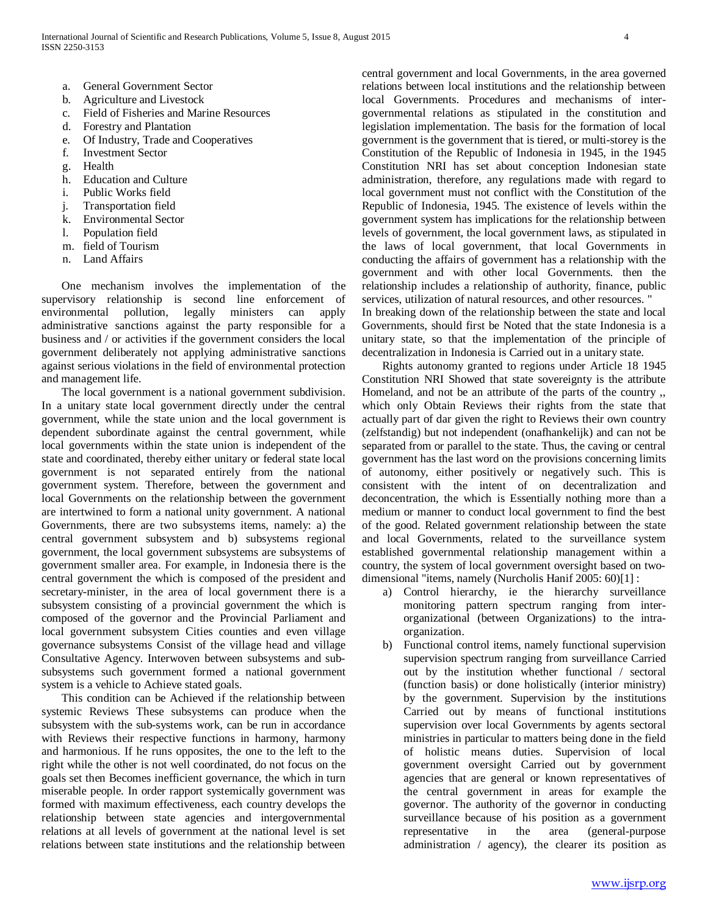a. General Government Sector
b. Agriculture and Livestock
c. Field of Fisheries and Marine Resources
d. Forestry and Plantation
e. Of Industry, Trade and Cooperatives
f. Investment Sector
g. Health
h. Education and Culture
i. Public Works field
j. Transportation field
k. Environmental Sector
l. Population field
m. field of Tourism
n. Land Affairs

One mechanism involves the implementation of the supervisory relationship is second line enforcement of environmental pollution, legally ministers can apply administrative sanctions against the party responsible for a business and / or activities if the government considers the local government deliberately not applying administrative sanctions against serious violations in the field of environmental protection and management life.

The local government is a national government subdivision. In a unitary state local government directly under the central government, while the state union and the local government is dependent subordinate against the central government, while local governments within the state union is independent of the state and coordinated, thereby either unitary or federal state local government is not separated entirely from the national government system. Therefore, between the government and local Governments on the relationship between the government are intertwined to form a national unity government. A national Governments, there are two subsystems items, namely: a) the central government subsystem and b) subsystems regional government, the local government subsystems are subsystems of government smaller area. For example, in Indonesia there is the central government the which is composed of the president and secretary-minister, in the area of local government there is a subsystem consisting of a provincial government the which is composed of the governor and the Provincial Parliament and local government subsystem Cities counties and even village governance subsystems Consist of the village head and village Consultative Agency. Interwoven between subsystems and sub-subsystems such government formed a national government system is a vehicle to Achieve stated goals.

This condition can be Achieved if the relationship between systemic Reviews These subsystems can produce when the subsystem with the sub-systems work, can be run in accordance with Reviews their respective functions in harmony, harmony and harmonious. If he runs opposites, the one to the left to the right while the other is not well coordinated, do not focus on the goals set then Becomes inefficient governance, the which in turn miserable people. In order rapport systemically government was formed with maximum effectiveness, each country develops the relationship between state agencies and intergovernmental relations at all levels of government at the national level is set relations between state institutions and the relationship between central government and local Governments, in the area governed relations between local institutions and the relationship between local Governments. Procedures and mechanisms of inter-governmental relations as stipulated in the constitution and legislation implementation. The basis for the formation of local government is the government that is tiered, or multi-storey is the Constitution of the Republic of Indonesia in 1945, in the 1945 Constitution NRI has set about conception Indonesian state administration, therefore, any regulations made with regard to local government must not conflict with the Constitution of the Republic of Indonesia, 1945. The existence of levels within the government system has implications for the relationship between levels of government, the local government laws, as stipulated in the laws of local government, that local Governments in conducting the affairs of government has a relationship with the government and with other local Governments. then the relationship includes a relationship of authority, finance, public services, utilization of natural resources, and other resources. "

In breaking down of the relationship between the state and local Governments, should first be Noted that the state Indonesia is a unitary state, so that the implementation of the principle of decentralization in Indonesia is Carried out in a unitary state.

Rights autonomy granted to regions under Article 18 1945 Constitution NRI Showed that state sovereignty is the attribute Homeland, and not be an attribute of the parts of the country ,, which only Obtain Reviews their rights from the state that actually part of dar given the right to Reviews their own country (zelfstandig) but not independent (onafhankelijk) and can not be separated from or parallel to the state. Thus, the caving or central government has the last word on the provisions concerning limits of autonomy, either positively or negatively such. This is consistent with the intent of on decentralization and deconcentration, the which is Essentially nothing more than a medium or manner to conduct local government to find the best of the good. Related government relationship between the state and local Governments, related to the surveillance system established governmental relationship management within a country, the system of local government oversight based on two-dimensional "items, namely (Nurcholis Hanif 2005: 60)[1] :

a) Control hierarchy, ie the hierarchy surveillance monitoring pattern spectrum ranging from inter-organizational (between Organizations) to the intra-organization.
b) Functional control items, namely functional supervision supervision spectrum ranging from surveillance Carried out by the institution whether functional / sectoral (function basis) or done holistically (interior ministry) by the government. Supervision by the institutions Carried out by means of functional institutions supervision over local Governments by agents sectoral ministries in particular to matters being done in the field of holistic means duties. Supervision of local government oversight Carried out by government agencies that are general or known representatives of the central government in areas for example the governor. The authority of the governor in conducting surveillance because of his position as a government representative in the area (general-purpose administration / agency), the clearer its position as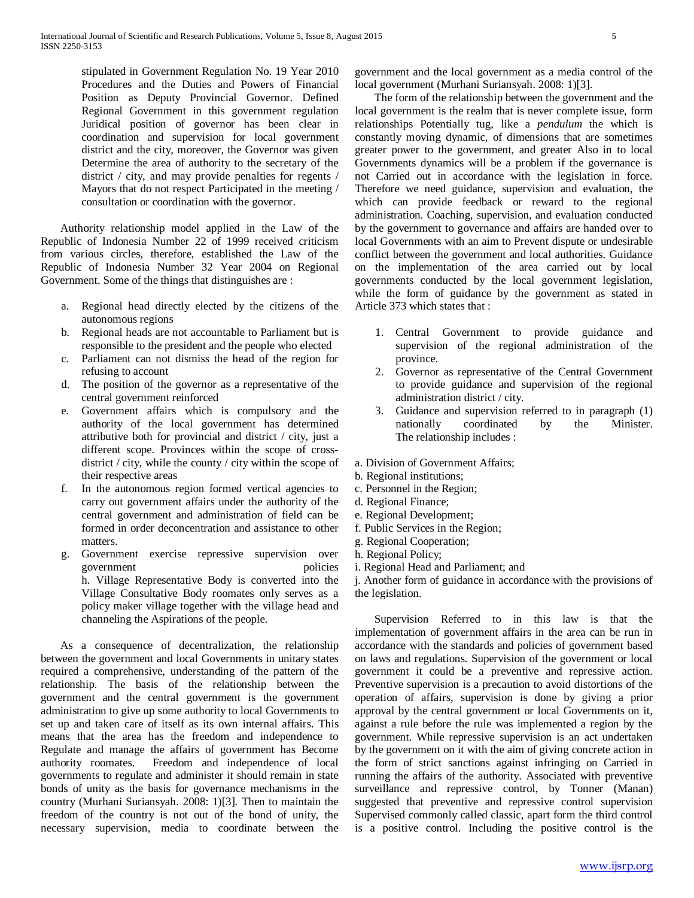stipulated in Government Regulation No. 19 Year 2010 Procedures and the Duties and Powers of Financial Position as Deputy Provincial Governor. Defined Regional Government in this government regulation Juridical position of governor has been clear in coordination and supervision for local government district and the city, moreover, the Governor was given Determine the area of authority to the secretary of the district / city, and may provide penalties for regents / Mayors that do not respect Participated in the meeting / consultation or coordination with the governor.

Authority relationship model applied in the Law of the Republic of Indonesia Number 22 of 1999 received criticism from various circles, therefore, established the Law of the Republic of Indonesia Number 32 Year 2004 on Regional Government. Some of the things that distinguishes are :

a. Regional head directly elected by the citizens of the autonomous regions
b. Regional heads are not accountable to Parliament but is responsible to the president and the people who elected
c. Parliament can not dismiss the head of the region for refusing to account
d. The position of the governor as a representative of the central government reinforced
e. Government affairs which is compulsory and the authority of the local government has determined attributive both for provincial and district / city, just a different scope. Provinces within the scope of cross-district / city, while the county / city within the scope of their respective areas
f. In the autonomous region formed vertical agencies to carry out government affairs under the authority of the central government and administration of field can be formed in order deconcentration and assistance to other matters.
g. Government exercise repressive supervision over government policies
h. Village Representative Body is converted into the Village Consultative Body roomates only serves as a policy maker village together with the village head and channeling the Aspirations of the people.

As a consequence of decentralization, the relationship between the government and local Governments in unitary states required a comprehensive, understanding of the pattern of the relationship. The basis of the relationship between the government and the central government is the government administration to give up some authority to local Governments to set up and taken care of itself as its own internal affairs. This means that the area has the freedom and independence to Regulate and manage the affairs of government has Become authority roomates. Freedom and independence of local governments to regulate and administer it should remain in state bonds of unity as the basis for governance mechanisms in the country (Murhani Suriansyah. 2008: 1)[3]. Then to maintain the freedom of the country is not out of the bond of unity, the necessary supervision, media to coordinate between the government and the local government as a media control of the local government (Murhani Suriansyah. 2008: 1)[3].

The form of the relationship between the government and the local government is the realm that is never complete issue, form relationships Potentially tug, like a *pendulum* the which is constantly moving dynamic, of dimensions that are sometimes greater power to the government, and greater Also in to local Governments dynamics will be a problem if the governance is not Carried out in accordance with the legislation in force. Therefore we need guidance, supervision and evaluation, the which can provide feedback or reward to the regional administration. Coaching, supervision, and evaluation conducted by the government to governance and affairs are handed over to local Governments with an aim to Prevent dispute or undesirable conflict between the government and local authorities. Guidance on the implementation of the area carried out by local governments conducted by the local government legislation, while the form of guidance by the government as stated in Article 373 which states that :

1. Central Government to provide guidance and supervision of the regional administration of the province.
2. Governor as representative of the Central Government to provide guidance and supervision of the regional administration district / city.
3. Guidance and supervision referred to in paragraph (1) nationally coordinated by the Minister. The relationship includes :

a. Division of Government Affairs;
b. Regional institutions;
c. Personnel in the Region;
d. Regional Finance;
e. Regional Development;
f. Public Services in the Region;
g. Regional Cooperation;
h. Regional Policy;
i. Regional Head and Parliament; and
j. Another form of guidance in accordance with the provisions of the legislation.

Supervision Referred to in this law is that the implementation of government affairs in the area can be run in accordance with the standards and policies of government based on laws and regulations. Supervision of the government or local government it could be a preventive and repressive action. Preventive supervision is a precaution to avoid distortions of the operation of affairs, supervision is done by giving a prior approval by the central government or local Governments on it, against a rule before the rule was implemented a region by the government. While repressive supervision is an act undertaken by the government on it with the aim of giving concrete action in the form of strict sanctions against infringing on Carried in running the affairs of the authority. Associated with preventive surveillance and repressive control, by Tonner (Manan) suggested that preventive and repressive control supervision Supervised commonly called classic, apart form the third control is a positive control. Including the positive control is the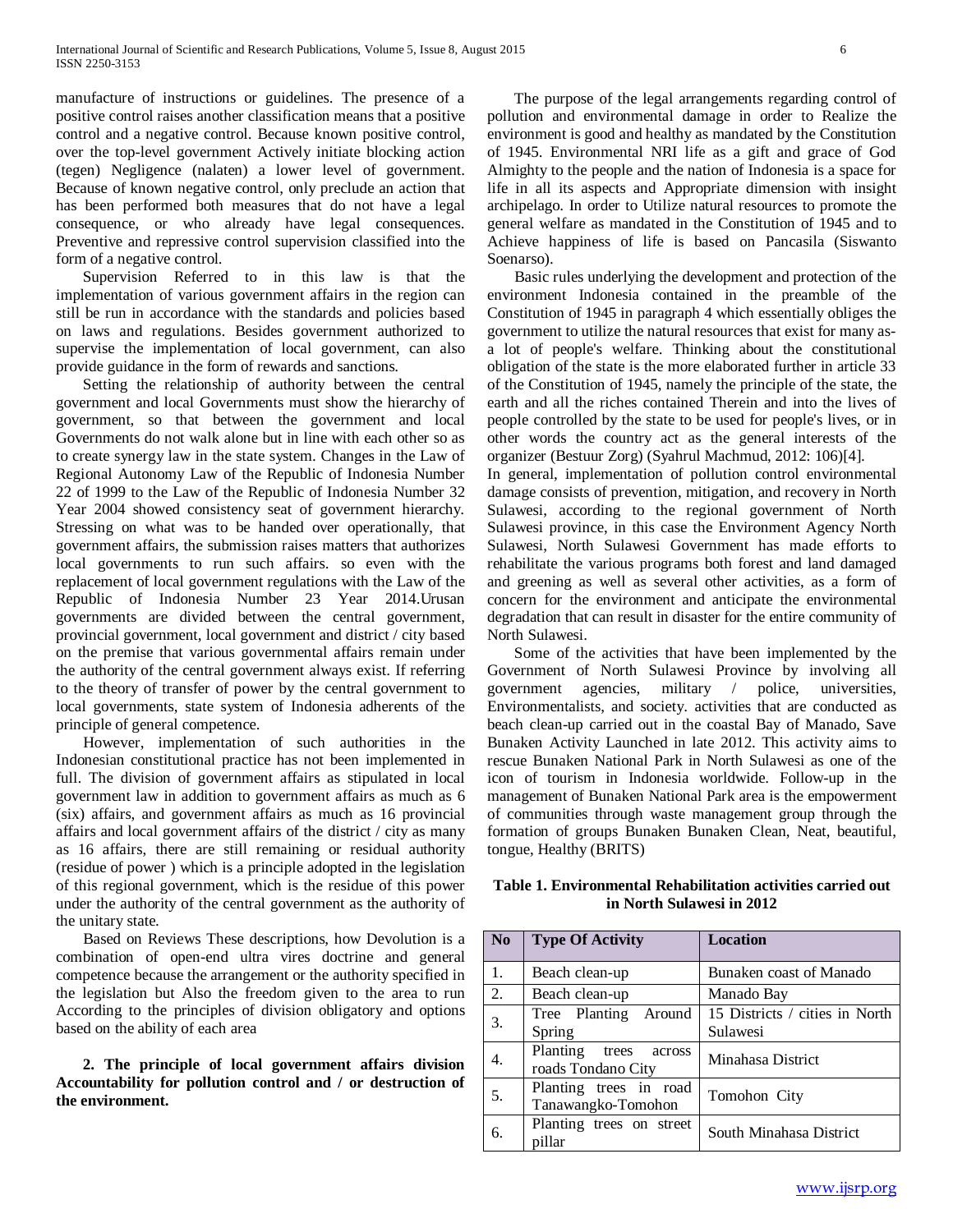manufacture of instructions or guidelines. The presence of a positive control raises another classification means that a positive control and a negative control. Because known positive control, over the top-level government Actively initiate blocking action (tegen) Negligence (nalaten) a lower level of government. Because of known negative control, only preclude an action that has been performed both measures that do not have a legal consequence, or who already have legal consequences. Preventive and repressive control supervision classified into the form of a negative control.

Supervision Referred to in this law is that the implementation of various government affairs in the region can still be run in accordance with the standards and policies based on laws and regulations. Besides government authorized to supervise the implementation of local government, can also provide guidance in the form of rewards and sanctions.

Setting the relationship of authority between the central government and local Governments must show the hierarchy of government, so that between the government and local Governments do not walk alone but in line with each other so as to create synergy law in the state system. Changes in the Law of Regional Autonomy Law of the Republic of Indonesia Number 22 of 1999 to the Law of the Republic of Indonesia Number 32 Year 2004 showed consistency seat of government hierarchy. Stressing on what was to be handed over operationally, that government affairs, the submission raises matters that authorizes local governments to run such affairs. so even with the replacement of local government regulations with the Law of the Republic of Indonesia Number 23 Year 2014.Urusan governments are divided between the central government, provincial government, local government and district / city based on the premise that various governmental affairs remain under the authority of the central government always exist. If referring to the theory of transfer of power by the central government to local governments, state system of Indonesia adherents of the principle of general competence.

However, implementation of such authorities in the Indonesian constitutional practice has not been implemented in full. The division of government affairs as stipulated in local government law in addition to government affairs as much as 6 (six) affairs, and government affairs as much as 16 provincial affairs and local government affairs of the district / city as many as 16 affairs, there are still remaining or residual authority (residue of power ) which is a principle adopted in the legislation of this regional government, which is the residue of this power under the authority of the central government as the authority of the unitary state.

Based on Reviews These descriptions, how Devolution is a combination of open-end ultra vires doctrine and general competence because the arrangement or the authority specified in the legislation but Also the freedom given to the area to run According to the principles of division obligatory and options based on the ability of each area

**2. The principle of local government affairs division Accountability for pollution control and / or destruction of the environment.**

The purpose of the legal arrangements regarding control of pollution and environmental damage in order to Realize the environment is good and healthy as mandated by the Constitution of 1945. Environmental NRI life as a gift and grace of God Almighty to the people and the nation of Indonesia is a space for life in all its aspects and Appropriate dimension with insight archipelago. In order to Utilize natural resources to promote the general welfare as mandated in the Constitution of 1945 and to Achieve happiness of life is based on Pancasila (Siswanto Soenarso).

Basic rules underlying the development and protection of the environment Indonesia contained in the preamble of the Constitution of 1945 in paragraph 4 which essentially obliges the government to utilize the natural resources that exist for many as-a lot of people's welfare. Thinking about the constitutional obligation of the state is the more elaborated further in article 33 of the Constitution of 1945, namely the principle of the state, the earth and all the riches contained Therein and into the lives of people controlled by the state to be used for people's lives, or in other words the country act as the general interests of the organizer (Bestuur Zorg) (Syahrul Machmud, 2012: 106)[4].

In general, implementation of pollution control environmental damage consists of prevention, mitigation, and recovery in North Sulawesi, according to the regional government of North Sulawesi province, in this case the Environment Agency North Sulawesi, North Sulawesi Government has made efforts to rehabilitate the various programs both forest and land damaged and greening as well as several other activities, as a form of concern for the environment and anticipate the environmental degradation that can result in disaster for the entire community of North Sulawesi.

Some of the activities that have been implemented by the Government of North Sulawesi Province by involving all government agencies, military / police, universities, Environmentalists, and society. activities that are conducted as beach clean-up carried out in the coastal Bay of Manado, Save Bunaken Activity Launched in late 2012. This activity aims to rescue Bunaken National Park in North Sulawesi as one of the icon of tourism in Indonesia worldwide. Follow-up in the management of Bunaken National Park area is the empowerment of communities through waste management group through the formation of groups Bunaken Bunaken Clean, Neat, beautiful, tongue, Healthy (BRITS)

**Table 1. Environmental Rehabilitation activities carried out in North Sulawesi in 2012**

| No | Type Of Activity | Location |
|---|---|---|
| 1. | Beach clean-up | Bunaken coast of Manado |
| 2. | Beach clean-up | Manado Bay |
| 3. | Tree Planting Around Spring | 15 Districts / cities in North Sulawesi |
| 4. | Planting trees across roads Tondano City | Minahasa District |
| 5. | Planting trees in road Tanawangko-Tomohon | Tomohon City |
| 6. | Planting trees on street pillar | South Minahasa District |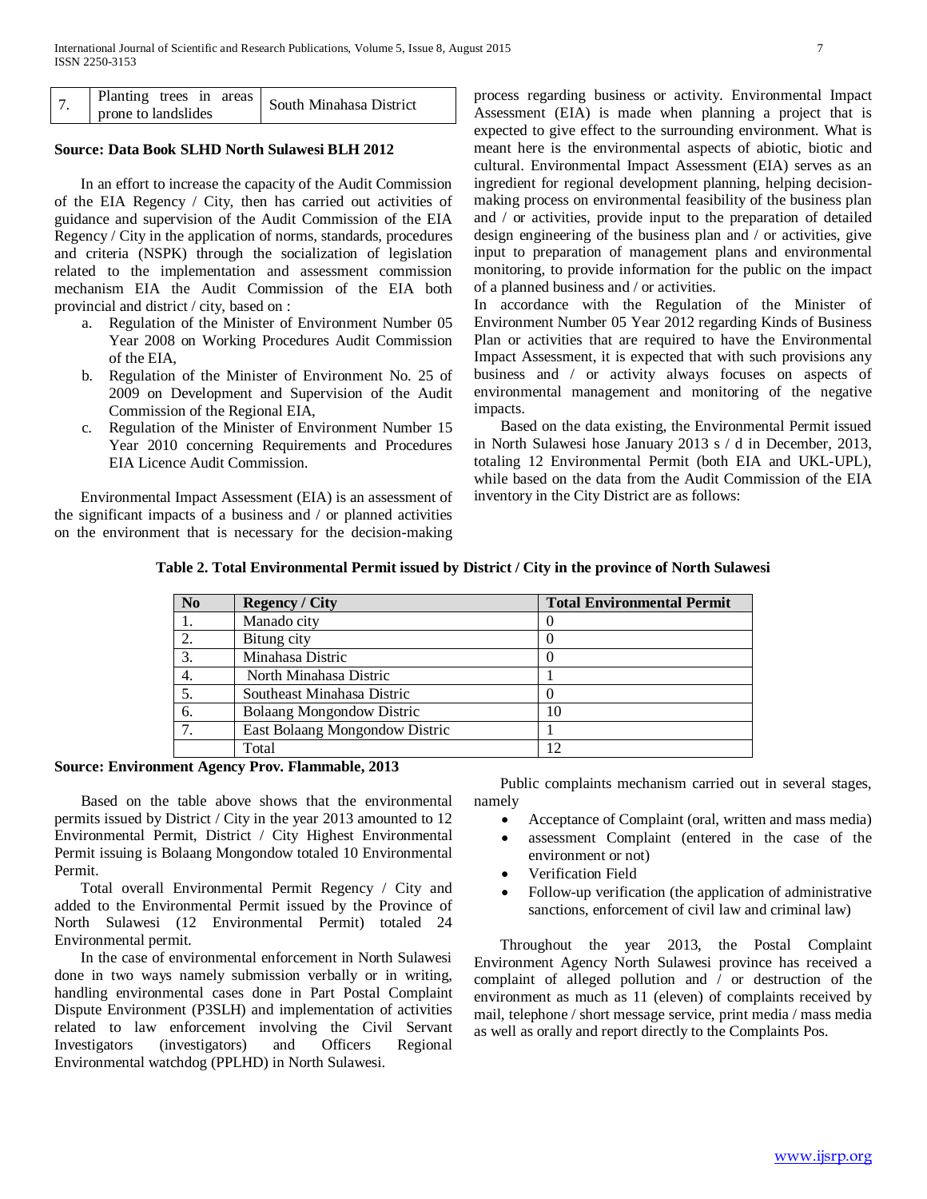| 7. | Planting trees in areas prone to landslides | South Minahasa District |
|---|---|---|

**Source: Data Book SLHD North Sulawesi BLH 2012**

In an effort to increase the capacity of the Audit Commission of the EIA Regency / City, then has carried out activities of guidance and supervision of the Audit Commission of the EIA Regency / City in the application of norms, standards, procedures and criteria (NSPK) through the socialization of legislation related to the implementation and assessment commission mechanism EIA the Audit Commission of the EIA both provincial and district / city, based on :

a. Regulation of the Minister of Environment Number 05 Year 2008 on Working Procedures Audit Commission of the EIA,
b. Regulation of the Minister of Environment No. 25 of 2009 on Development and Supervision of the Audit Commission of the Regional EIA,
c. Regulation of the Minister of Environment Number 15 Year 2010 concerning Requirements and Procedures EIA Licence Audit Commission.

Environmental Impact Assessment (EIA) is an assessment of the significant impacts of a business and / or planned activities on the environment that is necessary for the decision-making process regarding business or activity. Environmental Impact Assessment (EIA) is made when planning a project that is expected to give effect to the surrounding environment. What is meant here is the environmental aspects of abiotic, biotic and cultural. Environmental Impact Assessment (EIA) serves as an ingredient for regional development planning, helping decision-making process on environmental feasibility of the business plan and / or activities, provide input to the preparation of detailed design engineering of the business plan and / or activities, give input to preparation of management plans and environmental monitoring, to provide information for the public on the impact of a planned business and / or activities.

In accordance with the Regulation of the Minister of Environment Number 05 Year 2012 regarding Kinds of Business Plan or activities that are required to have the Environmental Impact Assessment, it is expected that with such provisions any business and / or activity always focuses on aspects of environmental management and monitoring of the negative impacts.

Based on the data existing, the Environmental Permit issued in North Sulawesi hose January 2013 s / d in December, 2013, totaling 12 Environmental Permit (both EIA and UKL-UPL), while based on the data from the Audit Commission of the EIA inventory in the City District are as follows:

**Table 2. Total Environmental Permit issued by District / City in the province of North Sulawesi**

| No | Regency / City | Total Environmental Permit |
|---|---|---|
| 1. | Manado city | 0 |
| 2. | Bitung city | 0 |
| 3. | Minahasa Distric | 0 |
| 4. | North Minahasa Distric | 1 |
| 5. | Southeast Minahasa Distric | 0 |
| 6. | Bolaang Mongondow Distric | 10 |
| 7. | East Bolaang Mongondow Distric | 1 |
| | Total | 12 |

**Source: Environment Agency Prov. Flammable, 2013**

Based on the table above shows that the environmental permits issued by District / City in the year 2013 amounted to 12 Environmental Permit, District / City Highest Environmental Permit issuing is Bolaang Mongondow totaled 10 Environmental Permit.

Total overall Environmental Permit Regency / City and added to the Environmental Permit issued by the Province of North Sulawesi (12 Environmental Permit) totaled 24 Environmental permit.

In the case of environmental enforcement in North Sulawesi done in two ways namely submission verbally or in writing, handling environmental cases done in Part Postal Complaint Dispute Environment (P3SLH) and implementation of activities related to law enforcement involving the Civil Servant Investigators (investigators) and Officers Regional Environmental watchdog (PPLHD) in North Sulawesi.

Public complaints mechanism carried out in several stages, namely

- Acceptance of Complaint (oral, written and mass media)
- assessment Complaint (entered in the case of the environment or not)
- Verification Field
- Follow-up verification (the application of administrative sanctions, enforcement of civil law and criminal law)

Throughout the year 2013, the Postal Complaint Environment Agency North Sulawesi province has received a complaint of alleged pollution and / or destruction of the environment as much as 11 (eleven) of complaints received by mail, telephone / short message service, print media / mass media as well as orally and report directly to the Complaints Pos.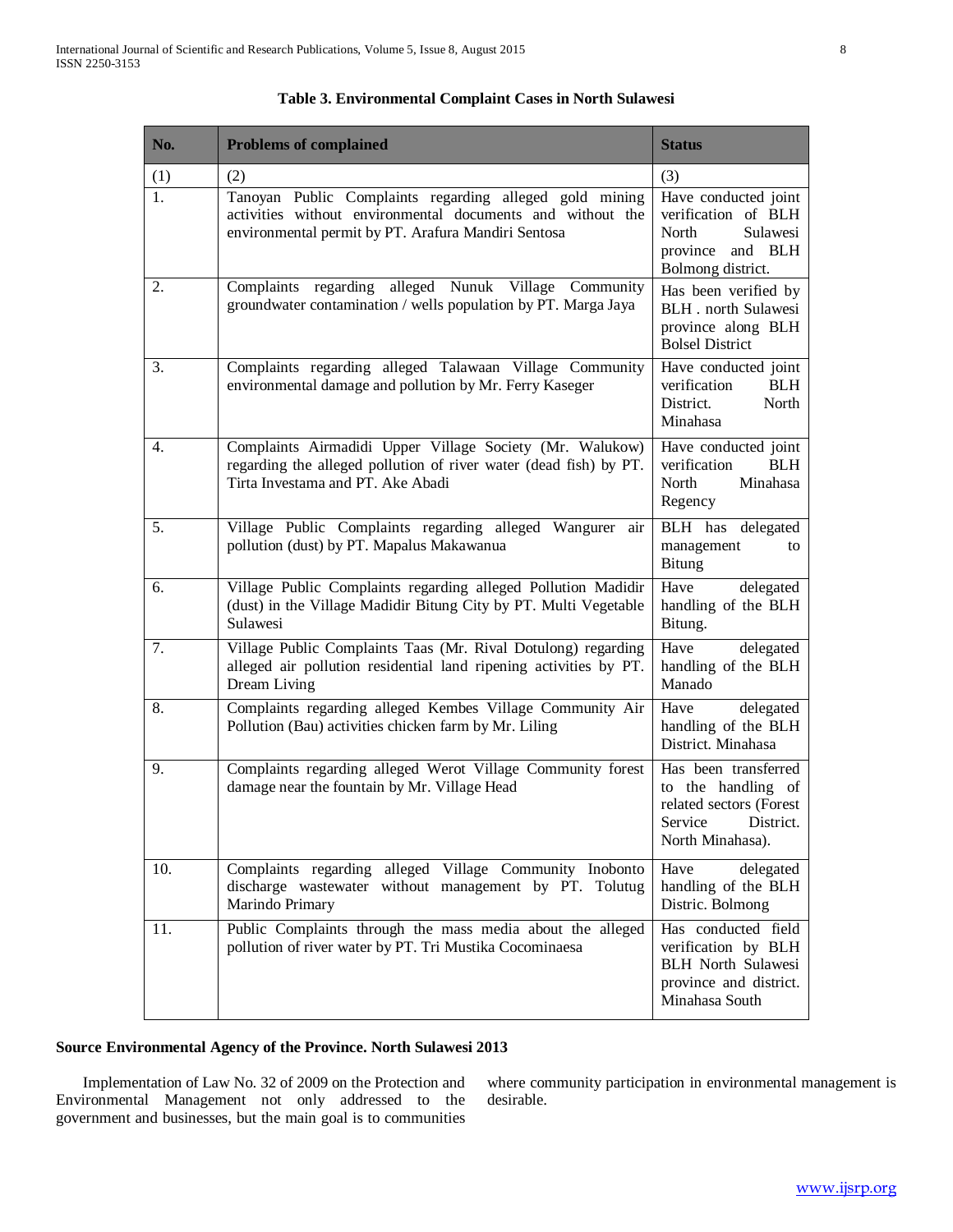**Table 3. Environmental Complaint Cases in North Sulawesi**

| No. | Problems of complained | Status |
|---|---|---|
| (1) | (2) | (3) |
| 1. | Tanoyan Public Complaints regarding alleged gold mining activities without environmental documents and without the environmental permit by PT. Arafura Mandiri Sentosa | Have conducted joint verification of BLH North Sulawesi province and BLH Bolmong district. |
| 2. | Complaints regarding alleged Nunuk Village Community groundwater contamination / wells population by PT. Marga Jaya | Has been verified by BLH . north Sulawesi province along BLH Bolsel District |
| 3. | Complaints regarding alleged Talawaan Village Community environmental damage and pollution by Mr. Ferry Kaseger | Have conducted joint verification BLH District. North Minahasa |
| 4. | Complaints Airmadidi Upper Village Society (Mr. Walukow) regarding the alleged pollution of river water (dead fish) by PT. Tirta Investama and PT. Ake Abadi | Have conducted joint verification BLH North Minahasa Regency |
| 5. | Village Public Complaints regarding alleged Wangurer air pollution (dust) by PT. Mapalus Makawanua | BLH has delegated management to Bitung |
| 6. | Village Public Complaints regarding alleged Pollution Madidir (dust) in the Village Madidir Bitung City by PT. Multi Vegetable Sulawesi | Have delegated handling of the BLH Bitung. |
| 7. | Village Public Complaints Taas (Mr. Rival Dotulong) regarding alleged air pollution residential land ripening activities by PT. Dream Living | Have delegated handling of the BLH Manado |
| 8. | Complaints regarding alleged Kembes Village Community Air Pollution (Bau) activities chicken farm by Mr. Liling | Have delegated handling of the BLH District. Minahasa |
| 9. | Complaints regarding alleged Werot Village Community forest damage near the fountain by Mr. Village Head | Has been transferred to the handling of related sectors (Forest Service District. North Minahasa). |
| 10. | Complaints regarding alleged Village Community Inobonto discharge wastewater without management by PT. Tolutug Marindo Primary | Have delegated handling of the BLH Distric. Bolmong |
| 11. | Public Complaints through the mass media about the alleged pollution of river water by PT. Tri Mustika Cocominaesa | Has conducted field verification by BLH BLH North Sulawesi province and district. Minahasa South |

**Source Environmental Agency of the Province. North Sulawesi 2013**

Implementation of Law No. 32 of 2009 on the Protection and Environmental Management not only addressed to the government and businesses, but the main goal is to communities where community participation in environmental management is desirable.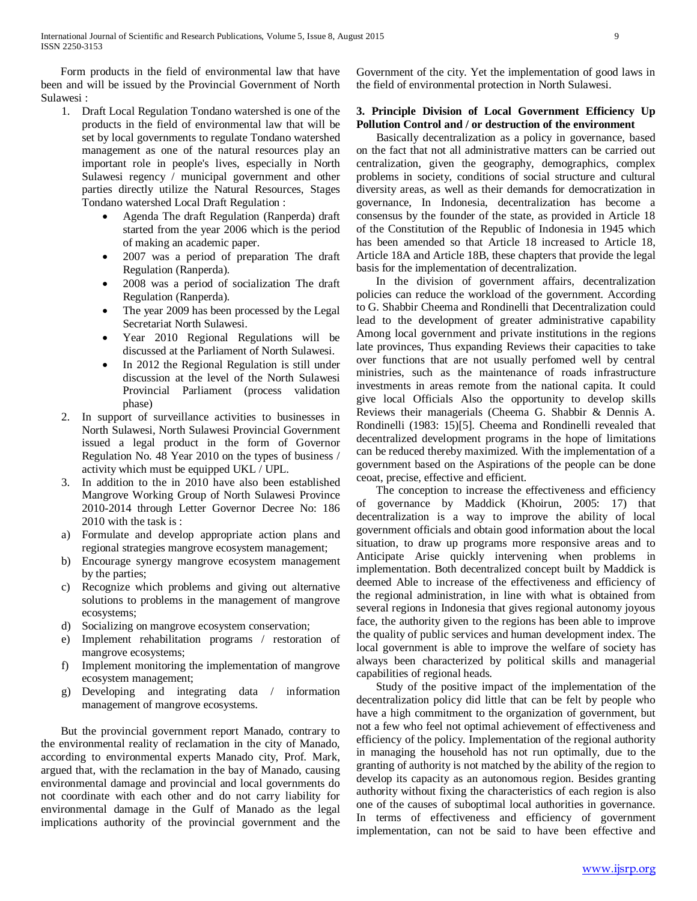Form products in the field of environmental law that have been and will be issued by the Provincial Government of North Sulawesi :

1. Draft Local Regulation Tondano watershed is one of the products in the field of environmental law that will be set by local governments to regulate Tondano watershed management as one of the natural resources play an important role in people's lives, especially in North Sulawesi regency / municipal government and other parties directly utilize the Natural Resources, Stages Tondano watershed Local Draft Regulation :
   - Agenda The draft Regulation (Ranperda) draft started from the year 2006 which is the period of making an academic paper.
   - 2007 was a period of preparation The draft Regulation (Ranperda).
   - 2008 was a period of socialization The draft Regulation (Ranperda).
   - The year 2009 has been processed by the Legal Secretariat North Sulawesi.
   - Year 2010 Regional Regulations will be discussed at the Parliament of North Sulawesi.
   - In 2012 the Regional Regulation is still under discussion at the level of the North Sulawesi Provincial Parliament (process validation phase)
2. In support of surveillance activities to businesses in North Sulawesi, North Sulawesi Provincial Government issued a legal product in the form of Governor Regulation No. 48 Year 2010 on the types of business / activity which must be equipped UKL / UPL.
3. In addition to the in 2010 have also been established Mangrove Working Group of North Sulawesi Province 2010-2014 through Letter Governor Decree No: 186 2010 with the task is :

a) Formulate and develop appropriate action plans and regional strategies mangrove ecosystem management;
b) Encourage synergy mangrove ecosystem management by the parties;
c) Recognize which problems and giving out alternative solutions to problems in the management of mangrove ecosystems;
d) Socializing on mangrove ecosystem conservation;
e) Implement rehabilitation programs / restoration of mangrove ecosystems;
f) Implement monitoring the implementation of mangrove ecosystem management;
g) Developing and integrating data / information management of mangrove ecosystems.

But the provincial government report Manado, contrary to the environmental reality of reclamation in the city of Manado, according to environmental experts Manado city, Prof. Mark, argued that, with the reclamation in the bay of Manado, causing environmental damage and provincial and local governments do not coordinate with each other and do not carry liability for environmental damage in the Gulf of Manado as the legal implications authority of the provincial government and the Government of the city. Yet the implementation of good laws in the field of environmental protection in North Sulawesi.

### 3. Principle Division of Local Government Efficiency Up Pollution Control and / or destruction of the environment

Basically decentralization as a policy in governance, based on the fact that not all administrative matters can be carried out centralization, given the geography, demographics, complex problems in society, conditions of social structure and cultural diversity areas, as well as their demands for democratization in governance, In Indonesia, decentralization has become a consensus by the founder of the state, as provided in Article 18 of the Constitution of the Republic of Indonesia in 1945 which has been amended so that Article 18 increased to Article 18, Article 18A and Article 18B, these chapters that provide the legal basis for the implementation of decentralization.

In the division of government affairs, decentralization policies can reduce the workload of the government. According to G. Shabbir Cheema and Rondinelli that Decentralization could lead to the development of greater administrative capability Among local government and private institutions in the regions late provinces, Thus expanding Reviews their capacities to take over functions that are not usually perfomed well by central ministries, such as the maintenance of roads infrastructure investments in areas remote from the national capita. It could give local Officials Also the opportunity to develop skills Reviews their managerials (Cheema G. Shabbir & Dennis A. Rondinelli (1983: 15)[5]. Cheema and Rondinelli revealed that decentralized development programs in the hope of limitations can be reduced thereby maximized. With the implementation of a government based on the Aspirations of the people can be done ceoat, precise, effective and efficient.

The conception to increase the effectiveness and efficiency of governance by Maddick (Khoirun, 2005: 17) that decentralization is a way to improve the ability of local government officials and obtain good information about the local situation, to draw up programs more responsive areas and to Anticipate Arise quickly intervening when problems in implementation. Both decentralized concept built by Maddick is deemed Able to increase of the effectiveness and efficiency of the regional administration, in line with what is obtained from several regions in Indonesia that gives regional autonomy joyous face, the authority given to the regions has been able to improve the quality of public services and human development index. The local government is able to improve the welfare of society has always been characterized by political skills and managerial capabilities of regional heads.

Study of the positive impact of the implementation of the decentralization policy did little that can be felt by people who have a high commitment to the organization of government, but not a few who feel not optimal achievement of effectiveness and efficiency of the policy. Implementation of the regional authority in managing the household has not run optimally, due to the granting of authority is not matched by the ability of the region to develop its capacity as an autonomous region. Besides granting authority without fixing the characteristics of each region is also one of the causes of suboptimal local authorities in governance. In terms of effectiveness and efficiency of government implementation, can not be said to have been effective and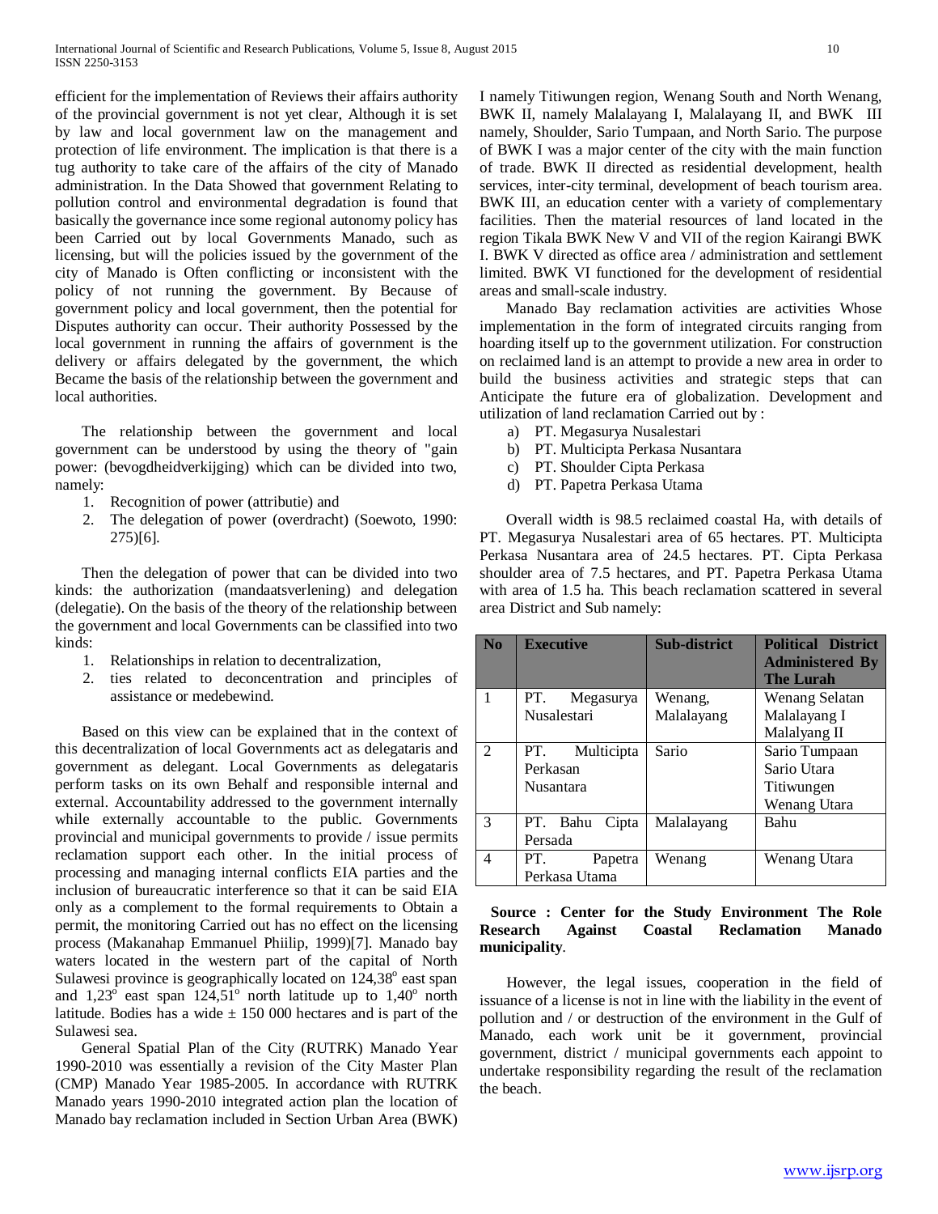efficient for the implementation of Reviews their affairs authority of the provincial government is not yet clear, Although it is set by law and local government law on the management and protection of life environment. The implication is that there is a tug authority to take care of the affairs of the city of Manado administration. In the Data Showed that government Relating to pollution control and environmental degradation is found that basically the governance ince some regional autonomy policy has been Carried out by local Governments Manado, such as licensing, but will the policies issued by the government of the city of Manado is Often conflicting or inconsistent with the policy of not running the government. By Because of government policy and local government, then the potential for Disputes authority can occur. Their authority Possessed by the local government in running the affairs of government is the delivery or affairs delegated by the government, the which Became the basis of the relationship between the government and local authorities.

The relationship between the government and local government can be understood by using the theory of "gain power: (bevogdheidverkijging) which can be divided into two, namely:

1. Recognition of power (attributie) and
2. The delegation of power (overdracht) (Soewoto, 1990: 275)[6].

Then the delegation of power that can be divided into two kinds: the authorization (mandaatsverlening) and delegation (delegatie). On the basis of the theory of the relationship between the government and local Governments can be classified into two kinds:

1. Relationships in relation to decentralization,
2. ties related to deconcentration and principles of assistance or medebewind.

Based on this view can be explained that in the context of this decentralization of local Governments act as delegataris and government as delegant. Local Governments as delegataris perform tasks on its own Behalf and responsible internal and external. Accountability addressed to the government internally while externally accountable to the public. Governments provincial and municipal governments to provide / issue permits reclamation support each other. In the initial process of processing and managing internal conflicts EIA parties and the inclusion of bureaucratic interference so that it can be said EIA only as a complement to the formal requirements to Obtain a permit, the monitoring Carried out has no effect on the licensing process (Makanahap Emmanuel Phiilip, 1999)[7]. Manado bay waters located in the western part of the capital of North Sulawesi province is geographically located on $124{,}38^{o}$ east span and $1{,}23^{o}$ east span $124{,}51^{o}$ north latitude up to $1{,}40^{o}$ north latitude. Bodies has a wide ± 150 000 hectares and is part of the Sulawesi sea.

General Spatial Plan of the City (RUTRK) Manado Year 1990-2010 was essentially a revision of the City Master Plan (CMP) Manado Year 1985-2005. In accordance with RUTRK Manado years 1990-2010 integrated action plan the location of Manado bay reclamation included in Section Urban Area (BWK) I namely Titiwungen region, Wenang South and North Wenang, BWK II, namely Malalayang I, Malalayang II, and BWK III namely, Shoulder, Sario Tumpaan, and North Sario. The purpose of BWK I was a major center of the city with the main function of trade. BWK II directed as residential development, health services, inter-city terminal, development of beach tourism area. BWK III, an education center with a variety of complementary facilities. Then the material resources of land located in the region Tikala BWK New V and VII of the region Kairangi BWK I. BWK V directed as office area / administration and settlement limited. BWK VI functioned for the development of residential areas and small-scale industry.

Manado Bay reclamation activities are activities Whose implementation in the form of integrated circuits ranging from hoarding itself up to the government utilization. For construction on reclaimed land is an attempt to provide a new area in order to build the business activities and strategic steps that can Anticipate the future era of globalization. Development and utilization of land reclamation Carried out by :

a) PT. Megasurya Nusalestari
b) PT. Multicipta Perkasa Nusantara
c) PT. Shoulder Cipta Perkasa
d) PT. Papetra Perkasa Utama

Overall width is 98.5 reclaimed coastal Ha, with details of PT. Megasurya Nusalestari area of 65 hectares. PT. Multicipta Perkasa Nusantara area of 24.5 hectares. PT. Cipta Perkasa shoulder area of 7.5 hectares, and PT. Papetra Perkasa Utama with area of 1.5 ha. This beach reclamation scattered in several area District and Sub namely:

| No | Executive | Sub-district | Political District Administered By The Lurah |
|---|---|---|---|
| 1 | PT. Megasurya Nusalestari | Wenang, Malalayang | Wenang Selatan Malalayang I Malalyang II |
| 2 | PT. Multicipta Perkasan Nusantara | Sario | Sario Tumpaan Sario Utara Titiwungen Wenang Utara |
| 3 | PT. Bahu Cipta Persada | Malalayang | Bahu |
| 4 | PT. Papetra Perkasa Utama | Wenang | Wenang Utara |

**Source : Center for the Study Environment The Role Research Against Coastal Reclamation Manado municipality**.

However, the legal issues, cooperation in the field of issuance of a license is not in line with the liability in the event of pollution and / or destruction of the environment in the Gulf of Manado, each work unit be it government, provincial government, district / municipal governments each appoint to undertake responsibility regarding the result of the reclamation the beach.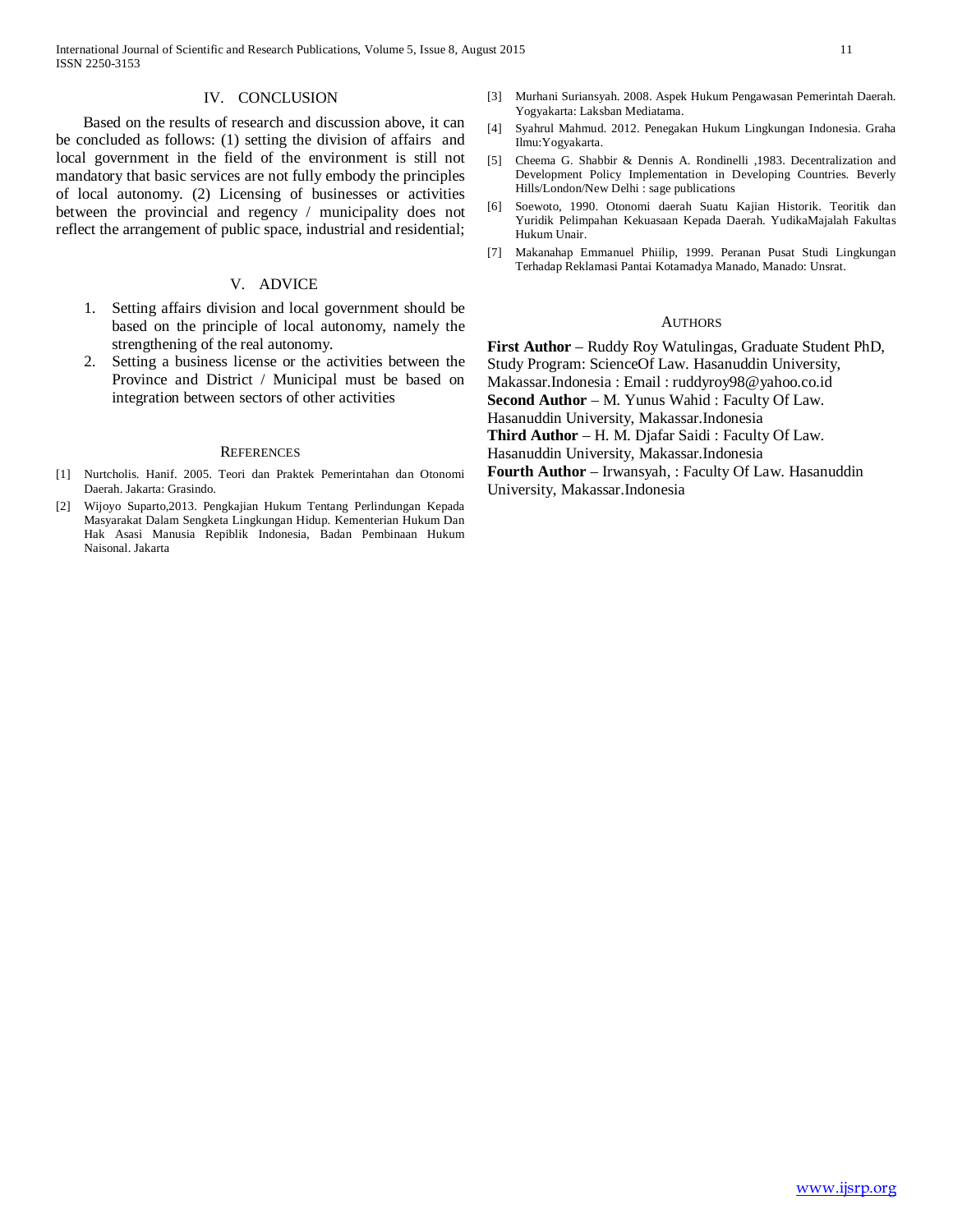## IV. CONCLUSION

Based on the results of research and discussion above, it can be concluded as follows: (1) setting the division of affairs and local government in the field of the environment is still not mandatory that basic services are not fully embody the principles of local autonomy. (2) Licensing of businesses or activities between the provincial and regency / municipality does not reflect the arrangement of public space, industrial and residential;

## V. ADVICE

1. Setting affairs division and local government should be based on the principle of local autonomy, namely the strengthening of the real autonomy.
2. Setting a business license or the activities between the Province and District / Municipal must be based on integration between sectors of other activities

## REFERENCES

[1] Nurtcholis. Hanif. 2005. Teori dan Praktek Pemerintahan dan Otonomi Daerah. Jakarta: Grasindo.

[2] Wijoyo Suparto,2013. Pengkajian Hukum Tentang Perlindungan Kepada Masyarakat Dalam Sengketa Lingkungan Hidup. Kementerian Hukum Dan Hak Asasi Manusia Repiblik Indonesia, Badan Pembinaan Hukum Naisonal. Jakarta

[3] Murhani Suriansyah. 2008. Aspek Hukum Pengawasan Pemerintah Daerah. Yogyakarta: Laksban Mediatama.

[4] Syahrul Mahmud. 2012. Penegakan Hukum Lingkungan Indonesia. Graha Ilmu:Yogyakarta.

[5] Cheema G. Shabbir & Dennis A. Rondinelli ,1983. Decentralization and Development Policy Implementation in Developing Countries. Beverly Hills/London/New Delhi : sage publications

[6] Soewoto, 1990. Otonomi daerah Suatu Kajian Historik. Teoritik dan Yuridik Pelimpahan Kekuasaan Kepada Daerah. YudikaMajalah Fakultas Hukum Unair.

[7] Makanahap Emmanuel Phiilip, 1999. Peranan Pusat Studi Lingkungan Terhadap Reklamasi Pantai Kotamadya Manado, Manado: Unsrat.

## AUTHORS

**First Author** – Ruddy Roy Watulingas, Graduate Student PhD, Study Program: ScienceOf Law. Hasanuddin University, Makassar.Indonesia : Email : ruddyroy98@yahoo.co.id

**Second Author** – M. Yunus Wahid : Faculty Of Law. Hasanuddin University, Makassar.Indonesia

**Third Author** – H. M. Djafar Saidi : Faculty Of Law. Hasanuddin University, Makassar.Indonesia

**Fourth Author** – Irwansyah, : Faculty Of Law. Hasanuddin University, Makassar.Indonesia